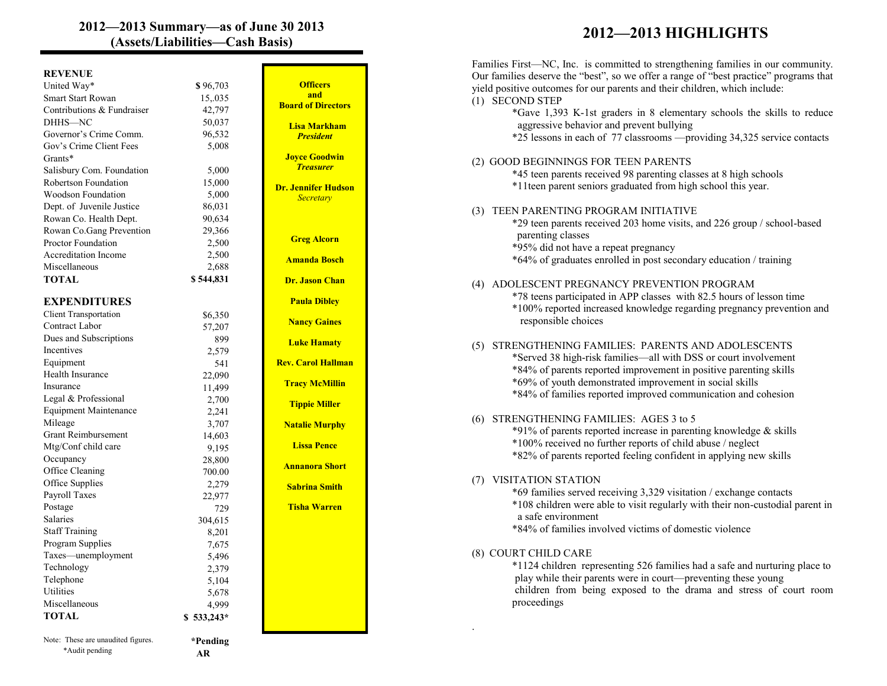## 2012—2013 Summary—as of June 30 2013 (Assets/Liabilities—Cash Basis)

| **REVENUE** | |
|---|---|
| United Way* | **$** 96,703 |
| Smart Start Rowan | 15,.035 |
| Contributions & Fundraiser | 42,797 |
| DHHS—NC | 50,037 |
| Governor's Crime Comm. | 96,532 |
| Gov's Crime Client Fees | 5,008 |
| Grants* | |
| Salisbury Com. Foundation | 5,000 |
| Robertson Foundation | 15,000 |
| Woodson Foundation | 5,000 |
| Dept. of Juvenile Justice | 86,031 |
| Rowan Co. Health Dept. | 90,634 |
| Rowan Co.Gang Prevention | 29,366 |
| Proctor Foundation | 2,500 |
| Accreditation Income | 2,500 |
| Miscellaneous | 2,688 |
| **TOTAL** | **$ 544,831** |

| **EXPENDITURES** | |
|---|---|
| Client Transportation | $6,350 |
| Contract Labor | 57,207 |
| Dues and Subscriptions | 899 |
| Incentives | 2,579 |
| Equipment | 541 |
| Health Insurance | 22,090 |
| Insurance | 11,499 |
| Legal & Professional | 2,700 |
| Equipment Maintenance | 2,241 |
| Mileage | 3,707 |
| Grant Reimbursement | 14,603 |
| Mtg/Conf child care | 9,195 |
| Occupancy | 28,800 |
| Office Cleaning | 700.00 |
| Office Supplies | 2,279 |
| Payroll Taxes | 22,977 |
| Postage | 729 |
| Salaries | 304,615 |
| Staff Training | 8,201 |
| Program Supplies | 7,675 |
| Taxes—unemployment | 5,496 |
| Technology | 2,379 |
| Telephone | 5,104 |
| Utilities | 5,678 |
| Miscellaneous | 4,999 |
| **TOTAL** | **$ 533,243*** |

Note: These are unaudited figures. **\*Pending AR**
*Audit pending

**Officers and Board of Directors**

**Lisa Markham**
***President***

**Joyce Goodwin**
***Treasurer***

**Dr. Jennifer Hudson**
*Secretary*

**Greg Alcorn**

**Amanda Bosch**

**Dr. Jason Chan**

**Paula Dibley**

**Nancy Gaines**

**Luke Hamaty**

**Rev. Carol Hallman**

**Tracy McMillin**

**Tippie Miller**

**Natalie Murphy**

**Lissa Pence**

**Annanora Short**

**Sabrina Smith**

**Tisha Warren**

# 2012—2013 HIGHLIGHTS

Families First—NC, Inc. is committed to strengthening families in our community. Our families deserve the "best", so we offer a range of "best practice" programs that yield positive outcomes for our parents and their children, which include:

(1) SECOND STEP
- *Gave 1,393 K-1st graders in 8 elementary schools the skills to reduce aggressive behavior and prevent bullying
- *25 lessons in each of 77 classrooms —providing 34,325 service contacts

(2) GOOD BEGINNINGS FOR TEEN PARENTS
- *45 teen parents received 98 parenting classes at 8 high schools
- *11teen parent seniors graduated from high school this year.

(3) TEEN PARENTING PROGRAM INITIATIVE
- *29 teen parents received 203 home visits, and 226 group / school-based parenting classes
- *95% did not have a repeat pregnancy
- *64% of graduates enrolled in post secondary education / training

(4) ADOLESCENT PREGNANCY PREVENTION PROGRAM
- *78 teens participated in APP classes with 82.5 hours of lesson time
- *100% reported increased knowledge regarding pregnancy prevention and responsible choices

(5) STRENGTHENING FAMILIES: PARENTS AND ADOLESCENTS
- *Served 38 high-risk families—all with DSS or court involvement
- *84% of parents reported improvement in positive parenting skills
- *69% of youth demonstrated improvement in social skills
- *84% of families reported improved communication and cohesion

(6) STRENGTHENING FAMILIES: AGES 3 to 5
- *91% of parents reported increase in parenting knowledge & skills
- *100% received no further reports of child abuse / neglect
- *82% of parents reported feeling confident in applying new skills

(7) VISITATION STATION
- *69 families served receiving 3,329 visitation / exchange contacts
- *108 children were able to visit regularly with their non-custodial parent in a safe environment
- *84% of families involved victims of domestic violence

(8) COURT CHILD CARE
- *1124 children representing 526 families had a safe and nurturing place to play while their parents were in court—preventing these young children from being exposed to the drama and stress of court room proceedings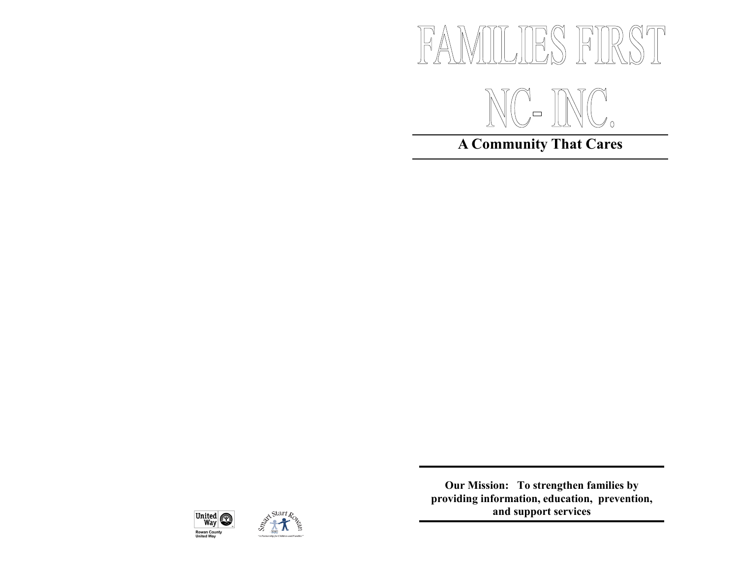# FAMILIES FIRST NC- INC.

## A Community That Cares

**Our Mission: To strengthen families by providing information, education, prevention, and support services**

United Way
Rowan County United Way

Smart Start Rowan
"A Partnership for Children and Families"